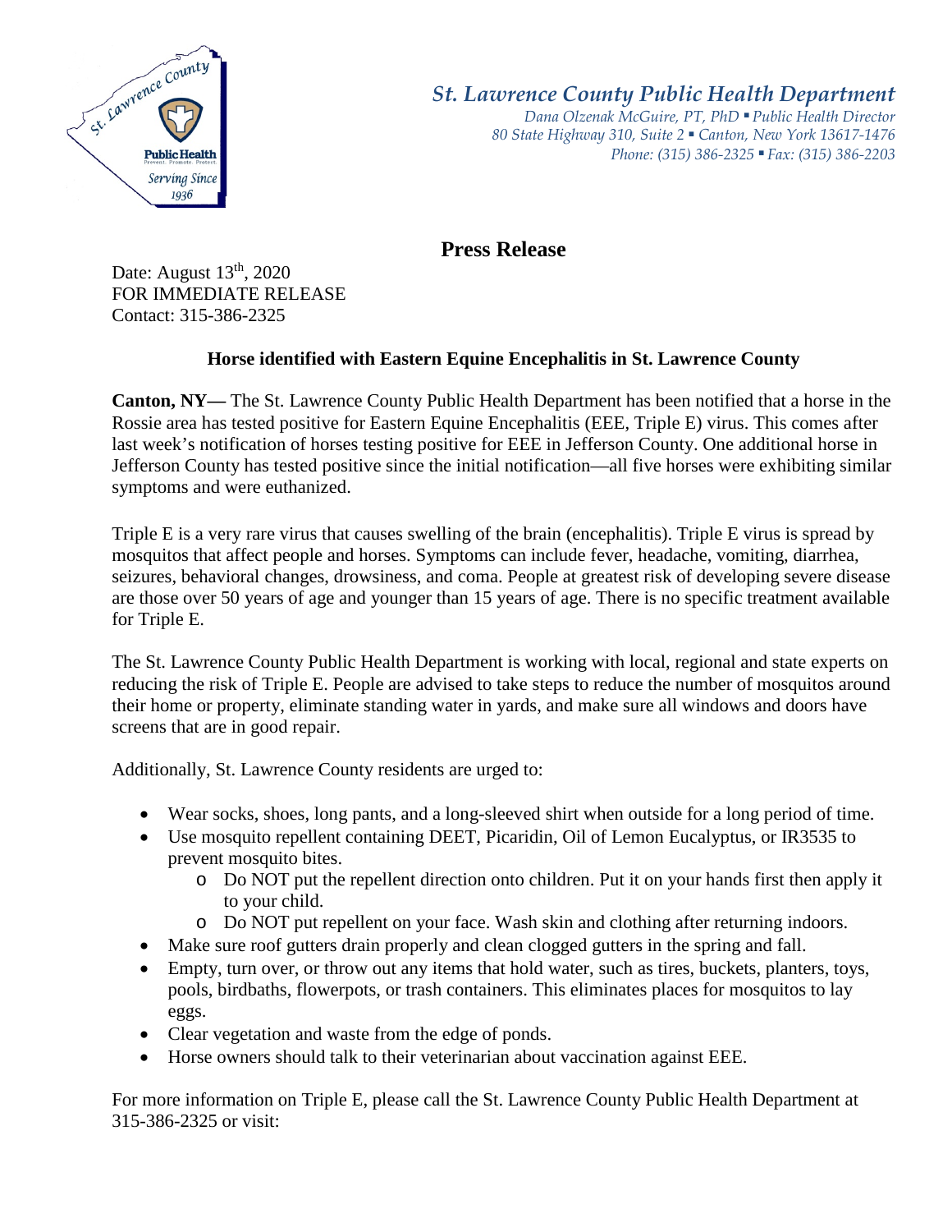## St. Lawrence County Public Health Department

*Dana Olzenak McGuire, PT, PhD ▪ Public Health Director*
*80 State Highway 310, Suite 2 ▪ Canton, New York 13617-1476*
*Phone: (315) 386-2325 ▪ Fax: (315) 386-2203*

# Press Release

Date: August 13th, 2020
FOR IMMEDIATE RELEASE
Contact: 315-386-2325

### Horse identified with Eastern Equine Encephalitis in St. Lawrence County

**Canton, NY—** The St. Lawrence County Public Health Department has been notified that a horse in the Rossie area has tested positive for Eastern Equine Encephalitis (EEE, Triple E) virus. This comes after last week's notification of horses testing positive for EEE in Jefferson County. One additional horse in Jefferson County has tested positive since the initial notification—all five horses were exhibiting similar symptoms and were euthanized.

Triple E is a very rare virus that causes swelling of the brain (encephalitis). Triple E virus is spread by mosquitos that affect people and horses. Symptoms can include fever, headache, vomiting, diarrhea, seizures, behavioral changes, drowsiness, and coma. People at greatest risk of developing severe disease are those over 50 years of age and younger than 15 years of age. There is no specific treatment available for Triple E.

The St. Lawrence County Public Health Department is working with local, regional and state experts on reducing the risk of Triple E. People are advised to take steps to reduce the number of mosquitos around their home or property, eliminate standing water in yards, and make sure all windows and doors have screens that are in good repair.

Additionally, St. Lawrence County residents are urged to:

- Wear socks, shoes, long pants, and a long-sleeved shirt when outside for a long period of time.
- Use mosquito repellent containing DEET, Picaridin, Oil of Lemon Eucalyptus, or IR3535 to prevent mosquito bites.
  - Do NOT put the repellent direction onto children. Put it on your hands first then apply it to your child.
  - Do NOT put repellent on your face. Wash skin and clothing after returning indoors.
- Make sure roof gutters drain properly and clean clogged gutters in the spring and fall.
- Empty, turn over, or throw out any items that hold water, such as tires, buckets, planters, toys, pools, birdbaths, flowerpots, or trash containers. This eliminates places for mosquitos to lay eggs.
- Clear vegetation and waste from the edge of ponds.
- Horse owners should talk to their veterinarian about vaccination against EEE.

For more information on Triple E, please call the St. Lawrence County Public Health Department at 315-386-2325 or visit: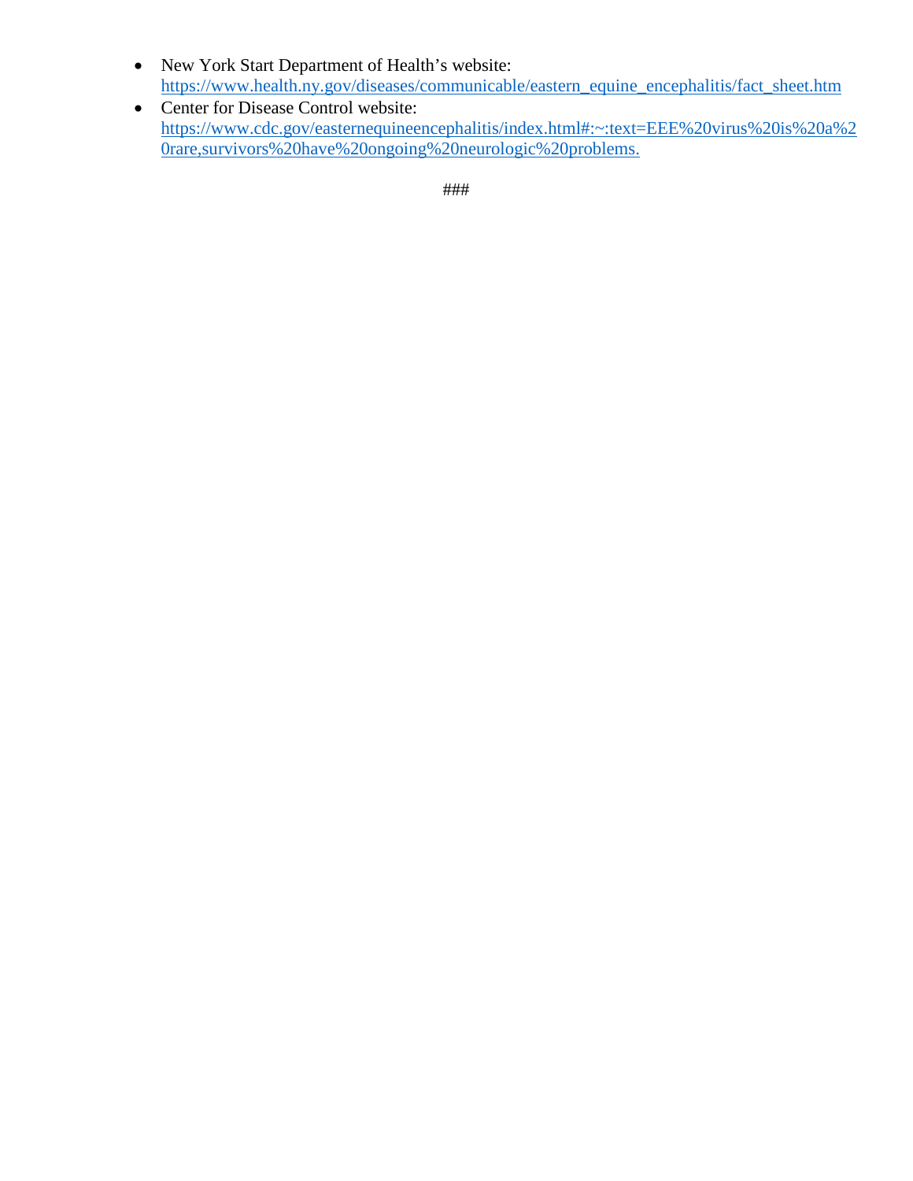- New York Start Department of Health's website: https://www.health.ny.gov/diseases/communicable/eastern_equine_encephalitis/fact_sheet.htm
- Center for Disease Control website: https://www.cdc.gov/easternequineencephalitis/index.html#:~:text=EEE%20virus%20is%20a%20rare,survivors%20have%20ongoing%20neurologic%20problems.

###